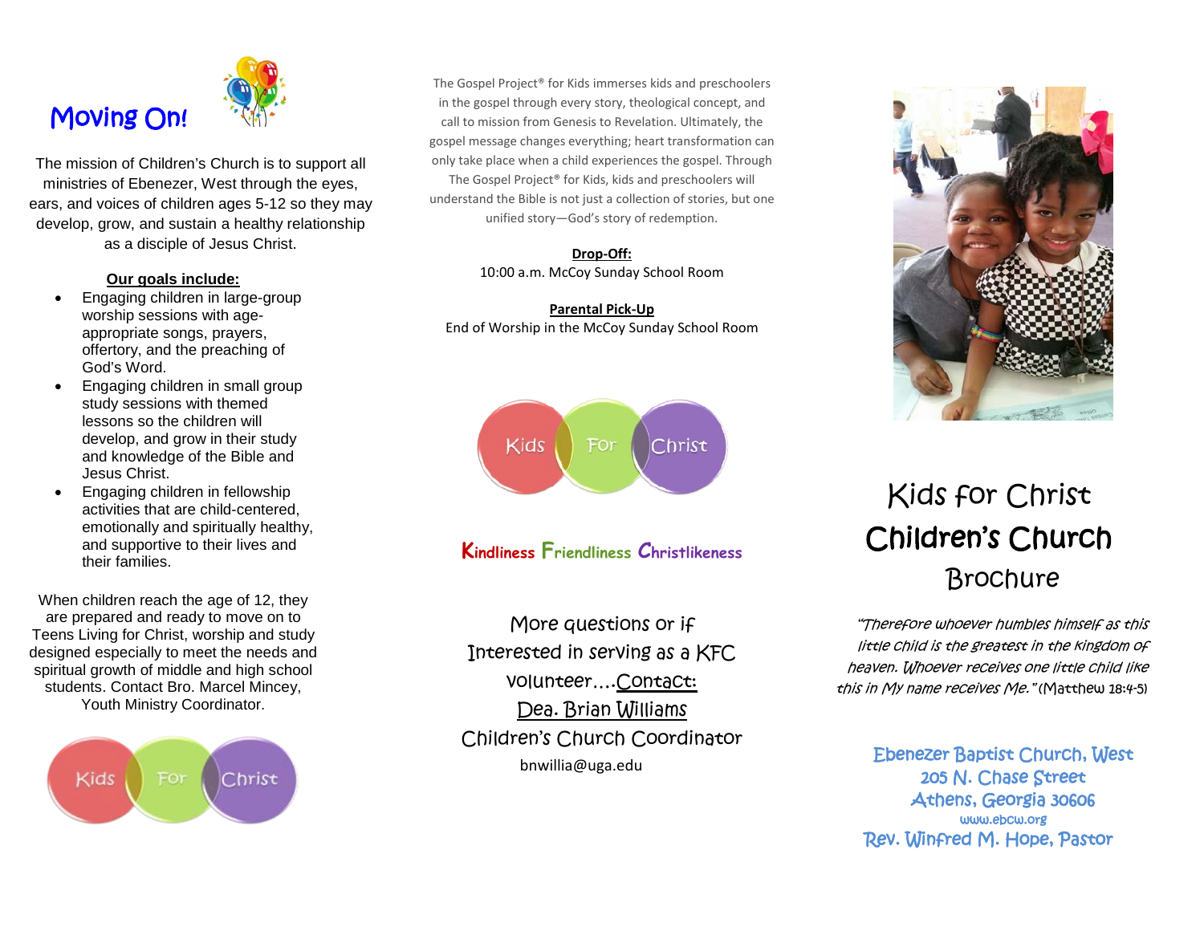# Moving On!

The mission of Children's Church is to support all ministries of Ebenezer, West through the eyes, ears, and voices of children ages 5-12 so they may develop, grow, and sustain a healthy relationship as a disciple of Jesus Christ.

**Our goals include:**

- Engaging children in large-group worship sessions with age-appropriate songs, prayers, offertory, and the preaching of God's Word.
- Engaging children in small group study sessions with themed lessons so the children will develop, and grow in their study and knowledge of the Bible and Jesus Christ.
- Engaging children in fellowship activities that are child-centered, emotionally and spiritually healthy, and supportive to their lives and their families.

When children reach the age of 12, they are prepared and ready to move on to Teens Living for Christ, worship and study designed especially to meet the needs and spiritual growth of middle and high school students. Contact Bro. Marcel Mincey, Youth Ministry Coordinator.

Kids For Christ

The Gospel Project® for Kids immerses kids and preschoolers in the gospel through every story, theological concept, and call to mission from Genesis to Revelation. Ultimately, the gospel message changes everything; heart transformation can only take place when a child experiences the gospel. Through The Gospel Project® for Kids, kids and preschoolers will understand the Bible is not just a collection of stories, but one unified story—God's story of redemption.

**Drop-Off:**
10:00 a.m. McCoy Sunday School Room

**Parental Pick-Up**
End of Worship in the McCoy Sunday School Room

Kids For Christ

**K**indliness **F**riendliness **C**hristlikeness

More questions or if Interested in serving as a KFC volunteer....Contact:
Dea. Brian Williams
Children's Church Coordinator
bnwillia@uga.edu

# Kids for Christ Children's Church Brochure

*"Therefore whoever humbles himself as this little child is the greatest in the kingdom of heaven. Whoever receives one little child like this in My name receives Me."* (Matthew 18:4-5)

Ebenezer Baptist Church, West
205 N. Chase Street
Athens, Georgia 30606
www.ebcw.org
Rev. Winfred M. Hope, Pastor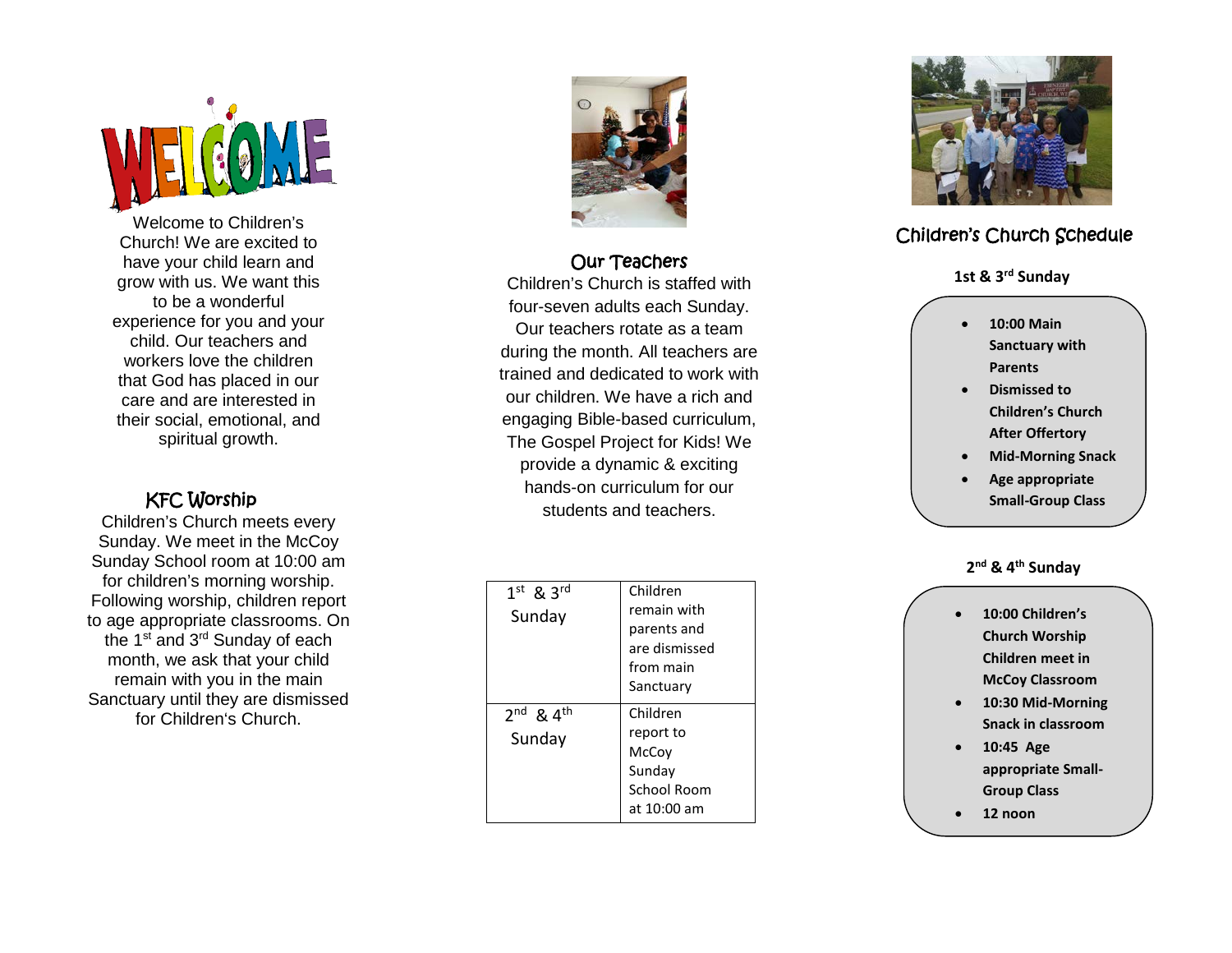# WELCOME

Welcome to Children's Church! We are excited to have your child learn and grow with us. We want this to be a wonderful experience for you and your child. Our teachers and workers love the children that God has placed in our care and are interested in their social, emotional, and spiritual growth.

## KFC Worship

Children's Church meets every Sunday. We meet in the McCoy Sunday School room at 10:00 am for children's morning worship. Following worship, children report to age appropriate classrooms. On the 1st and 3rd Sunday of each month, we ask that your child remain with you in the main Sanctuary until they are dismissed for Children's Church.

## Our Teachers

Children's Church is staffed with four-seven adults each Sunday. Our teachers rotate as a team during the month. All teachers are trained and dedicated to work with our children. We have a rich and engaging Bible-based curriculum, The Gospel Project for Kids! We provide a dynamic & exciting hands-on curriculum for our students and teachers.

| | |
|---|---|
| 1st & 3rd Sunday | Children remain with parents and are dismissed from main Sanctuary |
| 2nd & 4th Sunday | Children report to McCoy Sunday School Room at 10:00 am |

## Children's Church Schedule

**1st & 3rd Sunday**

- **10:00 Main Sanctuary with Parents**
- **Dismissed to Children's Church After Offertory**
- **Mid-Morning Snack**
- **Age appropriate Small-Group Class**

**2nd & 4th Sunday**

- **10:00 Children's Church Worship Children meet in McCoy Classroom**
- **10:30 Mid-Morning Snack in classroom**
- **10:45 Age appropriate Small-Group Class**
- **12 noon**